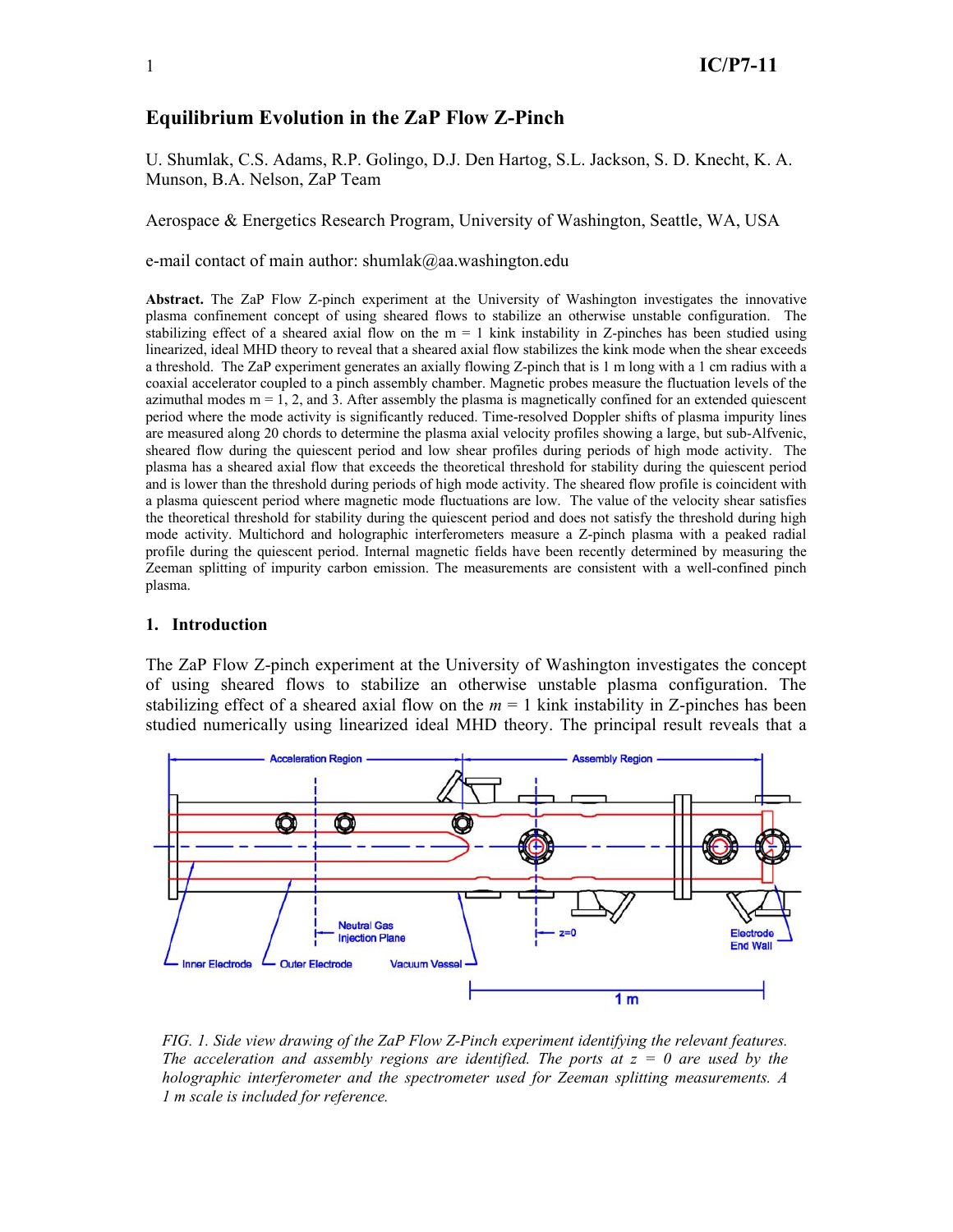# Equilibrium Evolution in the ZaP Flow Z-Pinch

U. Shumlak, C.S. Adams, R.P. Golingo, D.J. Den Hartog, S.L. Jackson, S. D. Knecht, K. A. Munson, B.A. Nelson, ZaP Team

Aerospace & Energetics Research Program, University of Washington, Seattle, WA, USA

e-mail contact of main author: shumlak@aa.washington.edu

**Abstract.** The ZaP Flow Z-pinch experiment at the University of Washington investigates the innovative plasma confinement concept of using sheared flows to stabilize an otherwise unstable configuration. The stabilizing effect of a sheared axial flow on the m = 1 kink instability in Z-pinches has been studied using linearized, ideal MHD theory to reveal that a sheared axial flow stabilizes the kink mode when the shear exceeds a threshold. The ZaP experiment generates an axially flowing Z-pinch that is 1 m long with a 1 cm radius with a coaxial accelerator coupled to a pinch assembly chamber. Magnetic probes measure the fluctuation levels of the azimuthal modes m = 1, 2, and 3. After assembly the plasma is magnetically confined for an extended quiescent period where the mode activity is significantly reduced. Time-resolved Doppler shifts of plasma impurity lines are measured along 20 chords to determine the plasma axial velocity profiles showing a large, but sub-Alfvenic, sheared flow during the quiescent period and low shear profiles during periods of high mode activity. The plasma has a sheared axial flow that exceeds the theoretical threshold for stability during the quiescent period and is lower than the threshold during periods of high mode activity. The sheared flow profile is coincident with a plasma quiescent period where magnetic mode fluctuations are low. The value of the velocity shear satisfies the theoretical threshold for stability during the quiescent period and does not satisfy the threshold during high mode activity. Multichord and holographic interferometers measure a Z-pinch plasma with a peaked radial profile during the quiescent period. Internal magnetic fields have been recently determined by measuring the Zeeman splitting of impurity carbon emission. The measurements are consistent with a well-confined pinch plasma.

## 1. Introduction

The ZaP Flow Z-pinch experiment at the University of Washington investigates the concept of using sheared flows to stabilize an otherwise unstable plasma configuration. The stabilizing effect of a sheared axial flow on the $m = 1$ kink instability in Z-pinches has been studied numerically using linearized ideal MHD theory. The principal result reveals that a

*FIG. 1. Side view drawing of the ZaP Flow Z-Pinch experiment identifying the relevant features. The acceleration and assembly regions are identified. The ports at z = 0 are used by the holographic interferometer and the spectrometer used for Zeeman splitting measurements. A 1 m scale is included for reference.*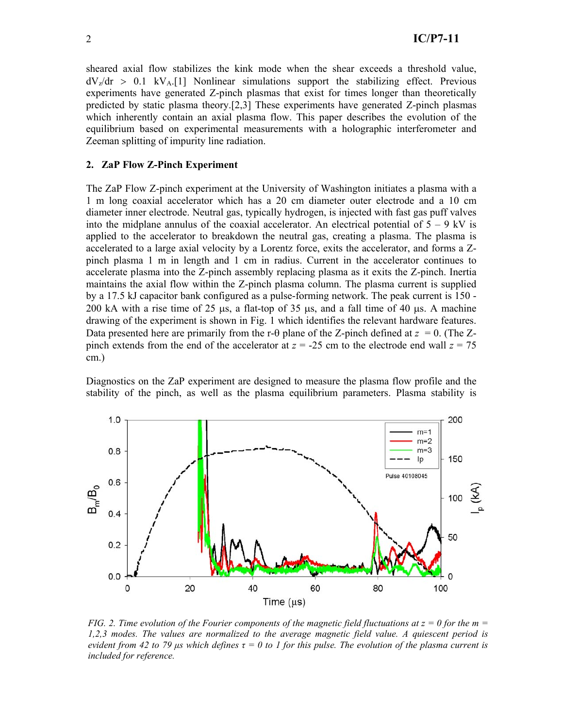sheared axial flow stabilizes the kink mode when the shear exceeds a threshold value, $dV_z/dr > 0.1\ kV_A$.[1] Nonlinear simulations support the stabilizing effect. Previous experiments have generated Z-pinch plasmas that exist for times longer than theoretically predicted by static plasma theory.[2,3] These experiments have generated Z-pinch plasmas which inherently contain an axial plasma flow. This paper describes the evolution of the equilibrium based on experimental measurements with a holographic interferometer and Zeeman splitting of impurity line radiation.

## 2. ZaP Flow Z-Pinch Experiment

The ZaP Flow Z-pinch experiment at the University of Washington initiates a plasma with a 1 m long coaxial accelerator which has a 20 cm diameter outer electrode and a 10 cm diameter inner electrode. Neutral gas, typically hydrogen, is injected with fast gas puff valves into the midplane annulus of the coaxial accelerator. An electrical potential of 5 – 9 kV is applied to the accelerator to breakdown the neutral gas, creating a plasma. The plasma is accelerated to a large axial velocity by a Lorentz force, exits the accelerator, and forms a Z-pinch plasma 1 m in length and 1 cm in radius. Current in the accelerator continues to accelerate plasma into the Z-pinch assembly replacing plasma as it exits the Z-pinch. Inertia maintains the axial flow within the Z-pinch plasma column. The plasma current is supplied by a 17.5 kJ capacitor bank configured as a pulse-forming network. The peak current is 150 - 200 kA with a rise time of 25 μs, a flat-top of 35 μs, and a fall time of 40 μs. A machine drawing of the experiment is shown in Fig. 1 which identifies the relevant hardware features. Data presented here are primarily from the r-θ plane of the Z-pinch defined at $z = 0$. (The Z-pinch extends from the end of the accelerator at $z = -25$ cm to the electrode end wall $z = 75$ cm.)

Diagnostics on the ZaP experiment are designed to measure the plasma flow profile and the stability of the pinch, as well as the plasma equilibrium parameters. Plasma stability is

*FIG. 2. Time evolution of the Fourier components of the magnetic field fluctuations at $z = 0$ for the $m = 1,2,3$ modes. The values are normalized to the average magnetic field value. A quiescent period is evident from 42 to 79 μs which defines $\tau = 0$ to 1 for this pulse. The evolution of the plasma current is included for reference.*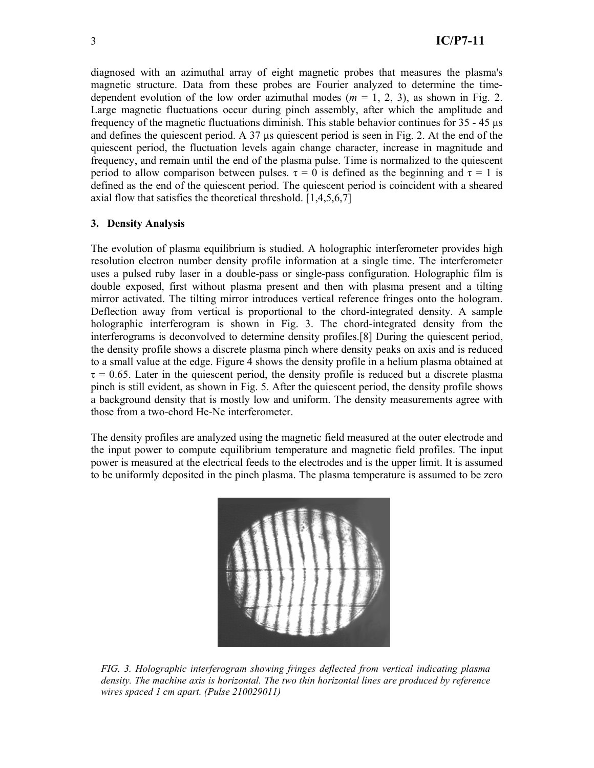diagnosed with an azimuthal array of eight magnetic probes that measures the plasma's magnetic structure. Data from these probes are Fourier analyzed to determine the time-dependent evolution of the low order azimuthal modes ($m$ = 1, 2, 3), as shown in Fig. 2. Large magnetic fluctuations occur during pinch assembly, after which the amplitude and frequency of the magnetic fluctuations diminish. This stable behavior continues for 35 - 45 μs and defines the quiescent period. A 37 μs quiescent period is seen in Fig. 2. At the end of the quiescent period, the fluctuation levels again change character, increase in magnitude and frequency, and remain until the end of the plasma pulse. Time is normalized to the quiescent period to allow comparison between pulses. $\tau = 0$ is defined as the beginning and $\tau = 1$ is defined as the end of the quiescent period. The quiescent period is coincident with a sheared axial flow that satisfies the theoretical threshold. [1,4,5,6,7]

### 3. Density Analysis

The evolution of plasma equilibrium is studied. A holographic interferometer provides high resolution electron number density profile information at a single time. The interferometer uses a pulsed ruby laser in a double-pass or single-pass configuration. Holographic film is double exposed, first without plasma present and then with plasma present and a tilting mirror activated. The tilting mirror introduces vertical reference fringes onto the hologram. Deflection away from vertical is proportional to the chord-integrated density. A sample holographic interferogram is shown in Fig. 3. The chord-integrated density from the interferograms is deconvolved to determine density profiles.[8] During the quiescent period, the density profile shows a discrete plasma pinch where density peaks on axis and is reduced to a small value at the edge. Figure 4 shows the density profile in a helium plasma obtained at $\tau = 0.65$. Later in the quiescent period, the density profile is reduced but a discrete plasma pinch is still evident, as shown in Fig. 5. After the quiescent period, the density profile shows a background density that is mostly low and uniform. The density measurements agree with those from a two-chord He-Ne interferometer.

The density profiles are analyzed using the magnetic field measured at the outer electrode and the input power to compute equilibrium temperature and magnetic field profiles. The input power is measured at the electrical feeds to the electrodes and is the upper limit. It is assumed to be uniformly deposited in the pinch plasma. The plasma temperature is assumed to be zero

*FIG. 3. Holographic interferogram showing fringes deflected from vertical indicating plasma density. The machine axis is horizontal. The two thin horizontal lines are produced by reference wires spaced 1 cm apart. (Pulse 210029011)*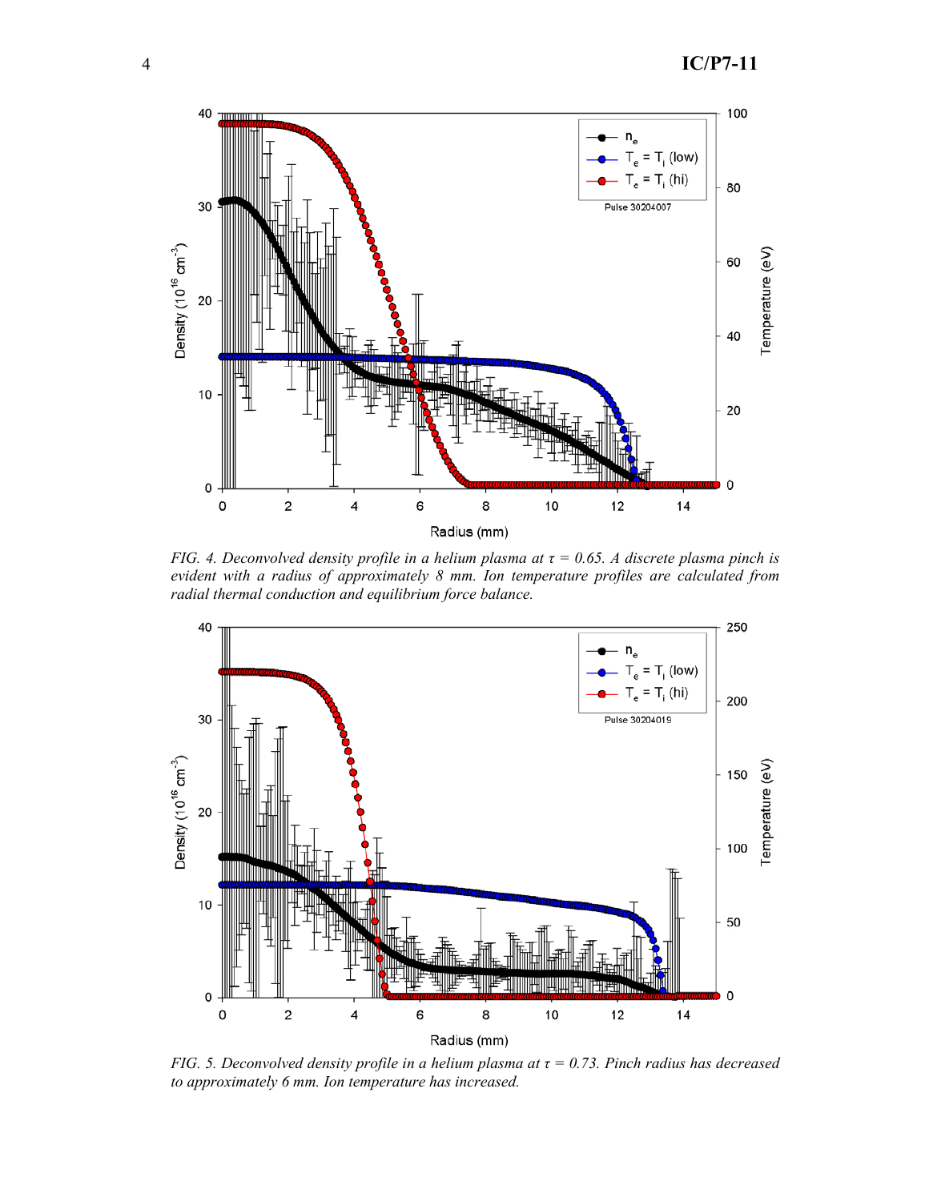*FIG. 4. Deconvolved density profile in a helium plasma at τ = 0.65. A discrete plasma pinch is evident with a radius of approximately 8 mm. Ion temperature profiles are calculated from radial thermal conduction and equilibrium force balance.*

*FIG. 5. Deconvolved density profile in a helium plasma at τ = 0.73. Pinch radius has decreased to approximately 6 mm. Ion temperature has increased.*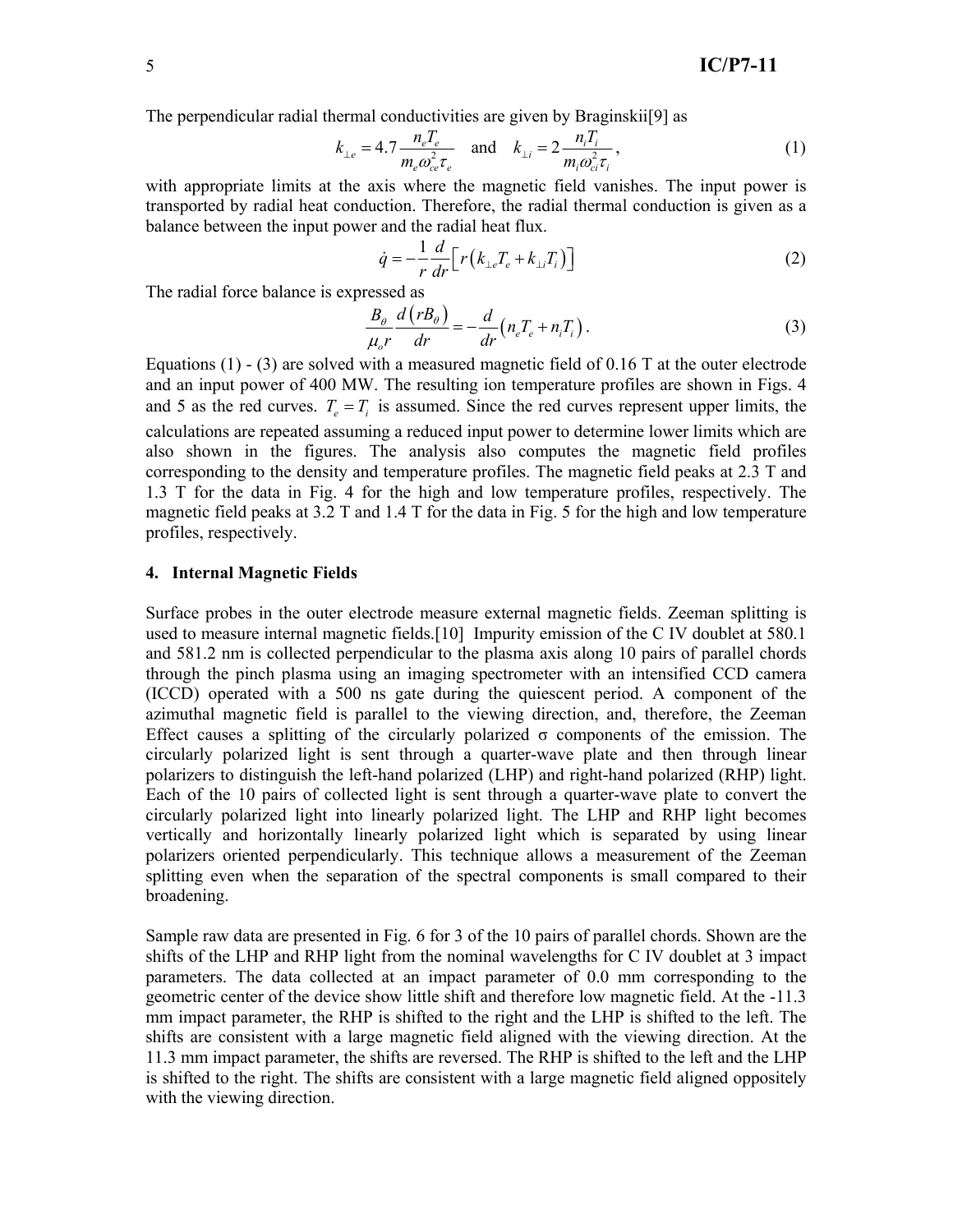The perpendicular radial thermal conductivities are given by Braginskii[9] as

$$k_{\perp e} = 4.7 \frac{n_e T_e}{m_e \omega_{ce}^2 \tau_e} \quad \text{and} \quad k_{\perp i} = 2 \frac{n_i T_i}{m_i \omega_{ci}^2 \tau_i}, \tag{1}$$

with appropriate limits at the axis where the magnetic field vanishes. The input power is transported by radial heat conduction. Therefore, the radial thermal conduction is given as a balance between the input power and the radial heat flux.

$$\dot{q} = -\frac{1}{r}\frac{d}{dr}\left[ r\left( k_{\perp e} T_e + k_{\perp i} T_i \right) \right] \tag{2}$$

The radial force balance is expressed as

$$\frac{B_\theta}{\mu_o r}\frac{d\left(rB_\theta\right)}{dr} = -\frac{d}{dr}\left( n_e T_e + n_i T_i \right). \tag{3}$$

Equations (1) - (3) are solved with a measured magnetic field of 0.16 T at the outer electrode and an input power of 400 MW. The resulting ion temperature profiles are shown in Figs. 4 and 5 as the red curves. $T_e = T_i$ is assumed. Since the red curves represent upper limits, the calculations are repeated assuming a reduced input power to determine lower limits which are also shown in the figures. The analysis also computes the magnetic field profiles corresponding to the density and temperature profiles. The magnetic field peaks at 2.3 T and 1.3 T for the data in Fig. 4 for the high and low temperature profiles, respectively. The magnetic field peaks at 3.2 T and 1.4 T for the data in Fig. 5 for the high and low temperature profiles, respectively.

## 4. Internal Magnetic Fields

Surface probes in the outer electrode measure external magnetic fields. Zeeman splitting is used to measure internal magnetic fields.[10] Impurity emission of the C IV doublet at 580.1 and 581.2 nm is collected perpendicular to the plasma axis along 10 pairs of parallel chords through the pinch plasma using an imaging spectrometer with an intensified CCD camera (ICCD) operated with a 500 ns gate during the quiescent period. A component of the azimuthal magnetic field is parallel to the viewing direction, and, therefore, the Zeeman Effect causes a splitting of the circularly polarized σ components of the emission. The circularly polarized light is sent through a quarter-wave plate and then through linear polarizers to distinguish the left-hand polarized (LHP) and right-hand polarized (RHP) light. Each of the 10 pairs of collected light is sent through a quarter-wave plate to convert the circularly polarized light into linearly polarized light. The LHP and RHP light becomes vertically and horizontally linearly polarized light which is separated by using linear polarizers oriented perpendicularly. This technique allows a measurement of the Zeeman splitting even when the separation of the spectral components is small compared to their broadening.

Sample raw data are presented in Fig. 6 for 3 of the 10 pairs of parallel chords. Shown are the shifts of the LHP and RHP light from the nominal wavelengths for C IV doublet at 3 impact parameters. The data collected at an impact parameter of 0.0 mm corresponding to the geometric center of the device show little shift and therefore low magnetic field. At the -11.3 mm impact parameter, the RHP is shifted to the right and the LHP is shifted to the left. The shifts are consistent with a large magnetic field aligned with the viewing direction. At the 11.3 mm impact parameter, the shifts are reversed. The RHP is shifted to the left and the LHP is shifted to the right. The shifts are consistent with a large magnetic field aligned oppositely with the viewing direction.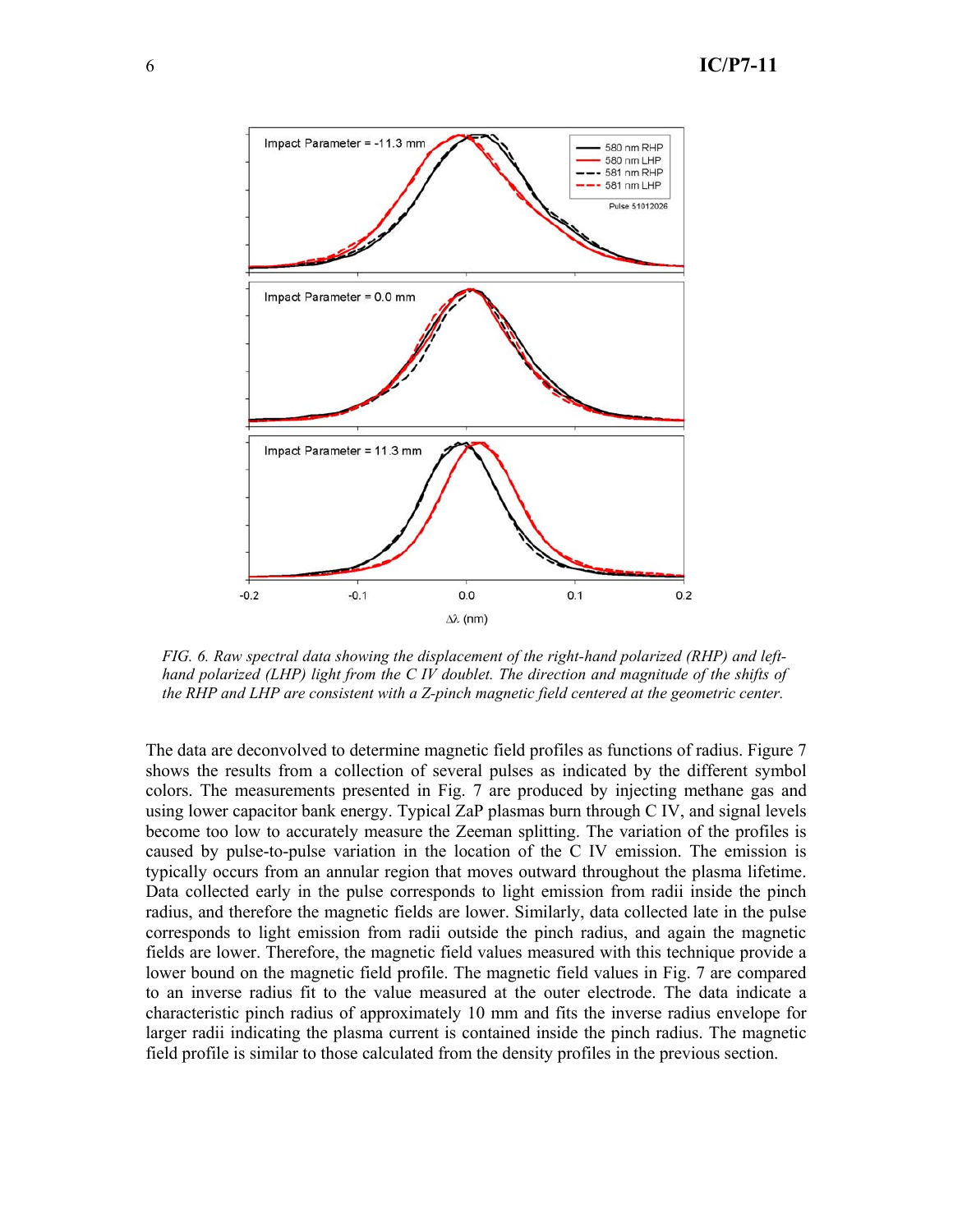*FIG. 6. Raw spectral data showing the displacement of the right-hand polarized (RHP) and left-hand polarized (LHP) light from the C IV doublet. The direction and magnitude of the shifts of the RHP and LHP are consistent with a Z-pinch magnetic field centered at the geometric center.*

The data are deconvolved to determine magnetic field profiles as functions of radius. Figure 7 shows the results from a collection of several pulses as indicated by the different symbol colors. The measurements presented in Fig. 7 are produced by injecting methane gas and using lower capacitor bank energy. Typical ZaP plasmas burn through C IV, and signal levels become too low to accurately measure the Zeeman splitting. The variation of the profiles is caused by pulse-to-pulse variation in the location of the C IV emission. The emission is typically occurs from an annular region that moves outward throughout the plasma lifetime. Data collected early in the pulse corresponds to light emission from radii inside the pinch radius, and therefore the magnetic fields are lower. Similarly, data collected late in the pulse corresponds to light emission from radii outside the pinch radius, and again the magnetic fields are lower. Therefore, the magnetic field values measured with this technique provide a lower bound on the magnetic field profile. The magnetic field values in Fig. 7 are compared to an inverse radius fit to the value measured at the outer electrode. The data indicate a characteristic pinch radius of approximately 10 mm and fits the inverse radius envelope for larger radii indicating the plasma current is contained inside the pinch radius. The magnetic field profile is similar to those calculated from the density profiles in the previous section.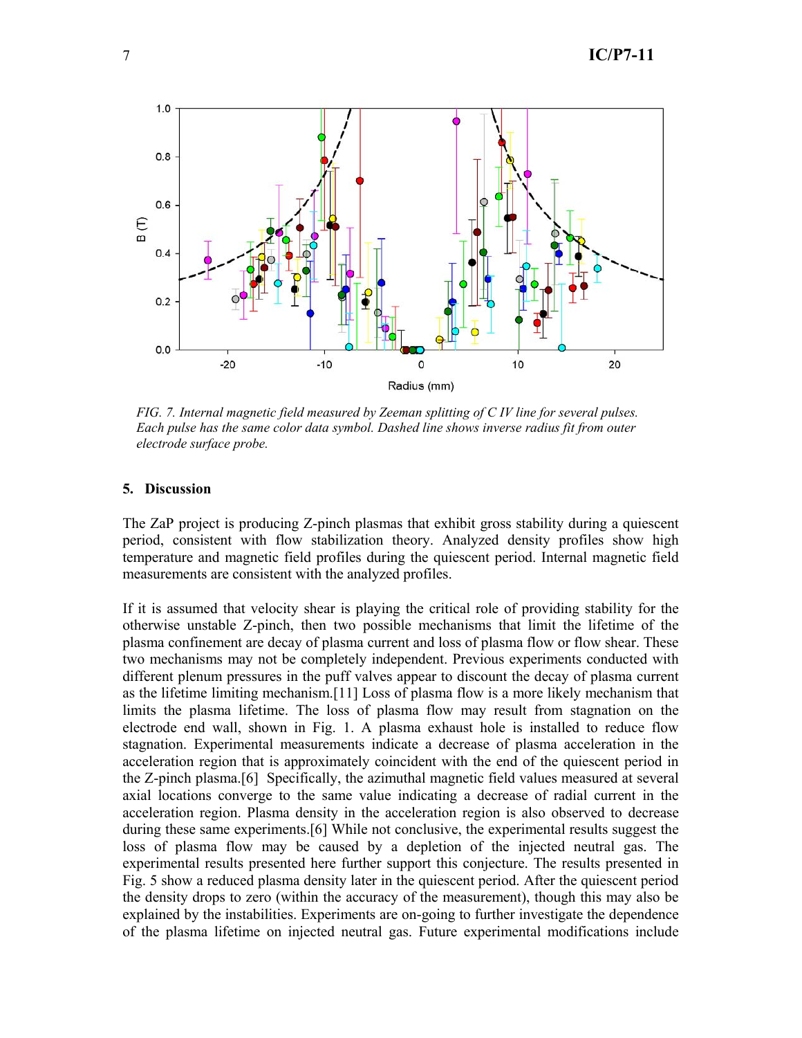*FIG. 7. Internal magnetic field measured by Zeeman splitting of C IV line for several pulses. Each pulse has the same color data symbol. Dashed line shows inverse radius fit from outer electrode surface probe.*

## 5. Discussion

The ZaP project is producing Z-pinch plasmas that exhibit gross stability during a quiescent period, consistent with flow stabilization theory. Analyzed density profiles show high temperature and magnetic field profiles during the quiescent period. Internal magnetic field measurements are consistent with the analyzed profiles.

If it is assumed that velocity shear is playing the critical role of providing stability for the otherwise unstable Z-pinch, then two possible mechanisms that limit the lifetime of the plasma confinement are decay of plasma current and loss of plasma flow or flow shear. These two mechanisms may not be completely independent. Previous experiments conducted with different plenum pressures in the puff valves appear to discount the decay of plasma current as the lifetime limiting mechanism.[11] Loss of plasma flow is a more likely mechanism that limits the plasma lifetime. The loss of plasma flow may result from stagnation on the electrode end wall, shown in Fig. 1. A plasma exhaust hole is installed to reduce flow stagnation. Experimental measurements indicate a decrease of plasma acceleration in the acceleration region that is approximately coincident with the end of the quiescent period in the Z-pinch plasma.[6] Specifically, the azimuthal magnetic field values measured at several axial locations converge to the same value indicating a decrease of radial current in the acceleration region. Plasma density in the acceleration region is also observed to decrease during these same experiments.[6] While not conclusive, the experimental results suggest the loss of plasma flow may be caused by a depletion of the injected neutral gas. The experimental results presented here further support this conjecture. The results presented in Fig. 5 show a reduced plasma density later in the quiescent period. After the quiescent period the density drops to zero (within the accuracy of the measurement), though this may also be explained by the instabilities. Experiments are on-going to further investigate the dependence of the plasma lifetime on injected neutral gas. Future experimental modifications include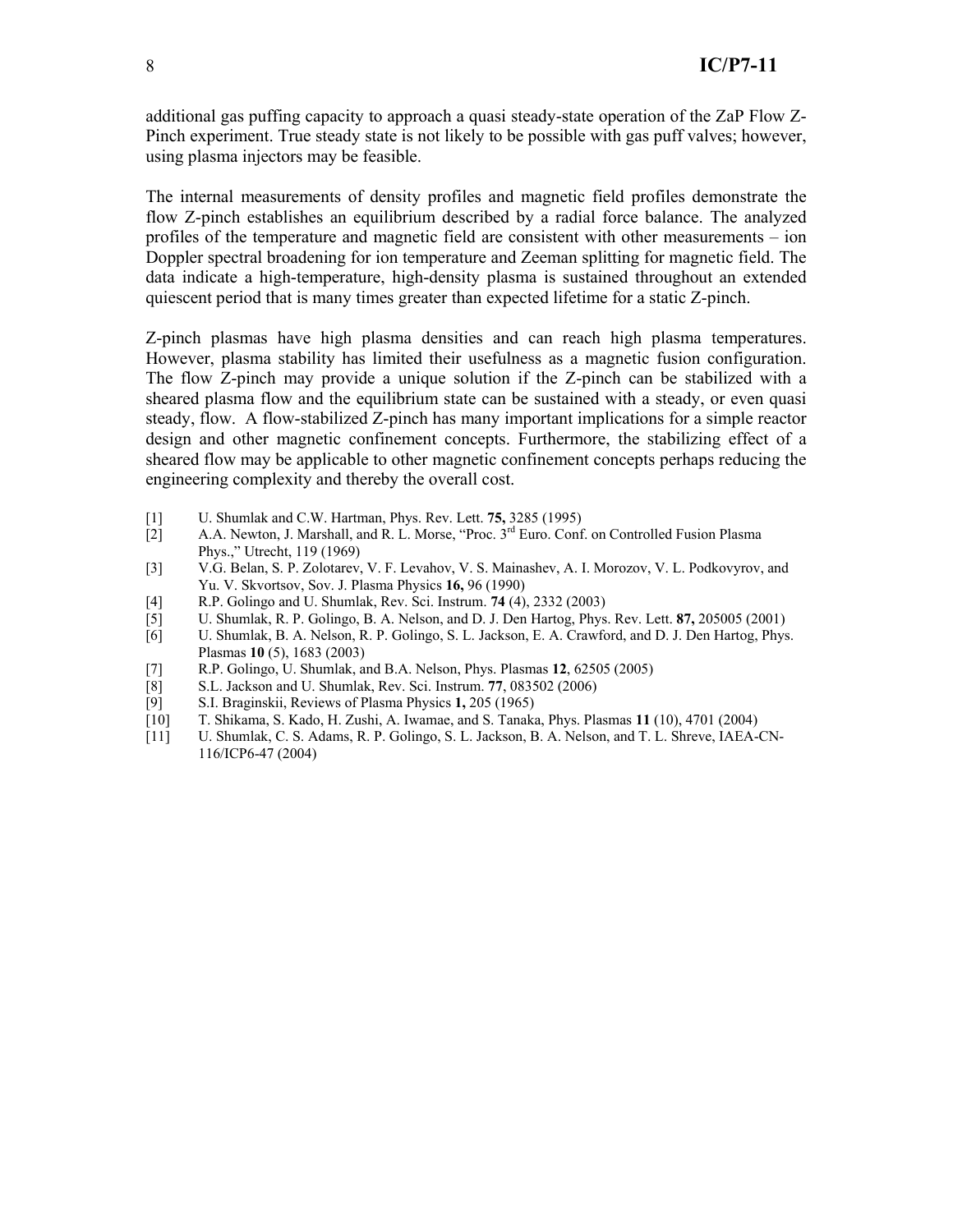additional gas puffing capacity to approach a quasi steady-state operation of the ZaP Flow Z-Pinch experiment. True steady state is not likely to be possible with gas puff valves; however, using plasma injectors may be feasible.

The internal measurements of density profiles and magnetic field profiles demonstrate the flow Z-pinch establishes an equilibrium described by a radial force balance. The analyzed profiles of the temperature and magnetic field are consistent with other measurements – ion Doppler spectral broadening for ion temperature and Zeeman splitting for magnetic field. The data indicate a high-temperature, high-density plasma is sustained throughout an extended quiescent period that is many times greater than expected lifetime for a static Z-pinch.

Z-pinch plasmas have high plasma densities and can reach high plasma temperatures. However, plasma stability has limited their usefulness as a magnetic fusion configuration. The flow Z-pinch may provide a unique solution if the Z-pinch can be stabilized with a sheared plasma flow and the equilibrium state can be sustained with a steady, or even quasi steady, flow. A flow-stabilized Z-pinch has many important implications for a simple reactor design and other magnetic confinement concepts. Furthermore, the stabilizing effect of a sheared flow may be applicable to other magnetic confinement concepts perhaps reducing the engineering complexity and thereby the overall cost.

[1] U. Shumlak and C.W. Hartman, Phys. Rev. Lett. **75,** 3285 (1995)

[2] A.A. Newton, J. Marshall, and R. L. Morse, "Proc. 3rd Euro. Conf. on Controlled Fusion Plasma Phys.," Utrecht, 119 (1969)

[3] V.G. Belan, S. P. Zolotarev, V. F. Levahov, V. S. Mainashev, A. I. Morozov, V. L. Podkovyrov, and Yu. V. Skvortsov, Sov. J. Plasma Physics **16,** 96 (1990)

[4] R.P. Golingo and U. Shumlak, Rev. Sci. Instrum. **74** (4), 2332 (2003)

[5] U. Shumlak, R. P. Golingo, B. A. Nelson, and D. J. Den Hartog, Phys. Rev. Lett. **87,** 205005 (2001)

[6] U. Shumlak, B. A. Nelson, R. P. Golingo, S. L. Jackson, E. A. Crawford, and D. J. Den Hartog, Phys. Plasmas **10** (5), 1683 (2003)

[7] R.P. Golingo, U. Shumlak, and B.A. Nelson, Phys. Plasmas **12**, 62505 (2005)

[8] S.L. Jackson and U. Shumlak, Rev. Sci. Instrum. **77**, 083502 (2006)

[9] S.I. Braginskii, Reviews of Plasma Physics **1,** 205 (1965)

[10] T. Shikama, S. Kado, H. Zushi, A. Iwamae, and S. Tanaka, Phys. Plasmas **11** (10), 4701 (2004)

[11] U. Shumlak, C. S. Adams, R. P. Golingo, S. L. Jackson, B. A. Nelson, and T. L. Shreve, IAEA-CN-116/ICP6-47 (2004)